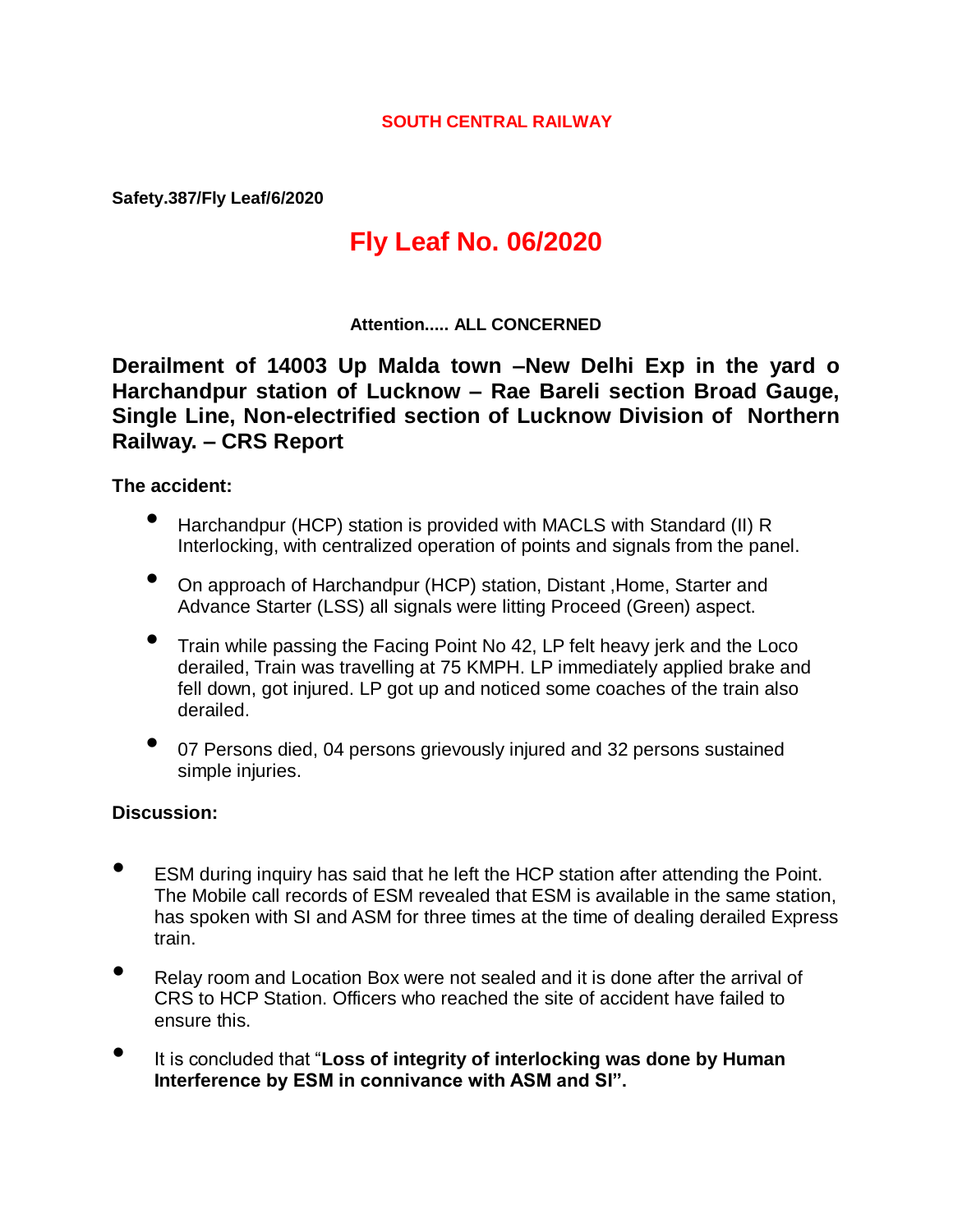**SOUTH CENTRAL RAILWAY**

**Safety.387/Fly Leaf/6/2020**

# Fly Leaf No. 06/2020

**Attention..... ALL CONCERNED**

## Derailment of 14003 Up Malda town –New Delhi Exp in the yard o Harchandpur station of Lucknow – Rae Bareli section Broad Gauge, Single Line, Non-electrified section of Lucknow Division of Northern Railway. – CRS Report

**The accident:**

- Harchandpur (HCP) station is provided with MACLS with Standard (II) R Interlocking, with centralized operation of points and signals from the panel.
- On approach of Harchandpur (HCP) station, Distant ,Home, Starter and Advance Starter (LSS) all signals were litting Proceed (Green) aspect.
- Train while passing the Facing Point No 42, LP felt heavy jerk and the Loco derailed, Train was travelling at 75 KMPH. LP immediately applied brake and fell down, got injured. LP got up and noticed some coaches of the train also derailed.
- 07 Persons died, 04 persons grievously injured and 32 persons sustained simple injuries.

**Discussion:**

- ESM during inquiry has said that he left the HCP station after attending the Point. The Mobile call records of ESM revealed that ESM is available in the same station, has spoken with SI and ASM for three times at the time of dealing derailed Express train.
- Relay room and Location Box were not sealed and it is done after the arrival of CRS to HCP Station. Officers who reached the site of accident have failed to ensure this.
- It is concluded that "**Loss of integrity of interlocking was done by Human Interference by ESM in connivance with ASM and SI".**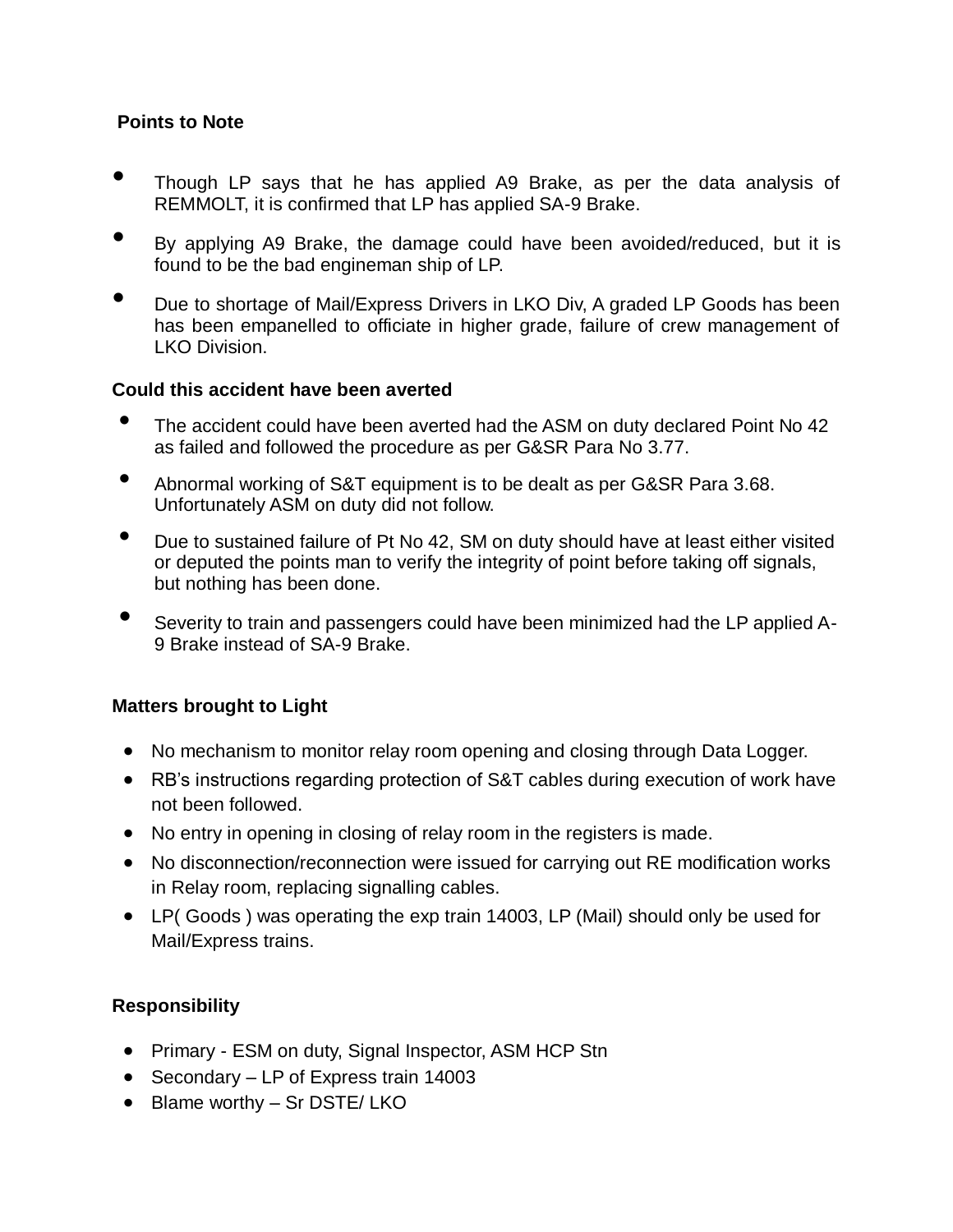**Points to Note**

- Though LP says that he has applied A9 Brake, as per the data analysis of REMMOLT, it is confirmed that LP has applied SA-9 Brake.
- By applying A9 Brake, the damage could have been avoided/reduced, but it is found to be the bad engineman ship of LP.
- Due to shortage of Mail/Express Drivers in LKO Div, A graded LP Goods has been has been empanelled to officiate in higher grade, failure of crew management of LKO Division.

**Could this accident have been averted**

- The accident could have been averted had the ASM on duty declared Point No 42 as failed and followed the procedure as per G&SR Para No 3.77.
- Abnormal working of S&T equipment is to be dealt as per G&SR Para 3.68. Unfortunately ASM on duty did not follow.
- Due to sustained failure of Pt No 42, SM on duty should have at least either visited or deputed the points man to verify the integrity of point before taking off signals, but nothing has been done.
- Severity to train and passengers could have been minimized had the LP applied A-9 Brake instead of SA-9 Brake.

**Matters brought to Light**

- No mechanism to monitor relay room opening and closing through Data Logger.
- RB's instructions regarding protection of S&T cables during execution of work have not been followed.
- No entry in opening in closing of relay room in the registers is made.
- No disconnection/reconnection were issued for carrying out RE modification works in Relay room, replacing signalling cables.
- LP( Goods ) was operating the exp train 14003, LP (Mail) should only be used for Mail/Express trains.

**Responsibility**

- Primary - ESM on duty, Signal Inspector, ASM HCP Stn
- Secondary – LP of Express train 14003
- Blame worthy – Sr DSTE/ LKO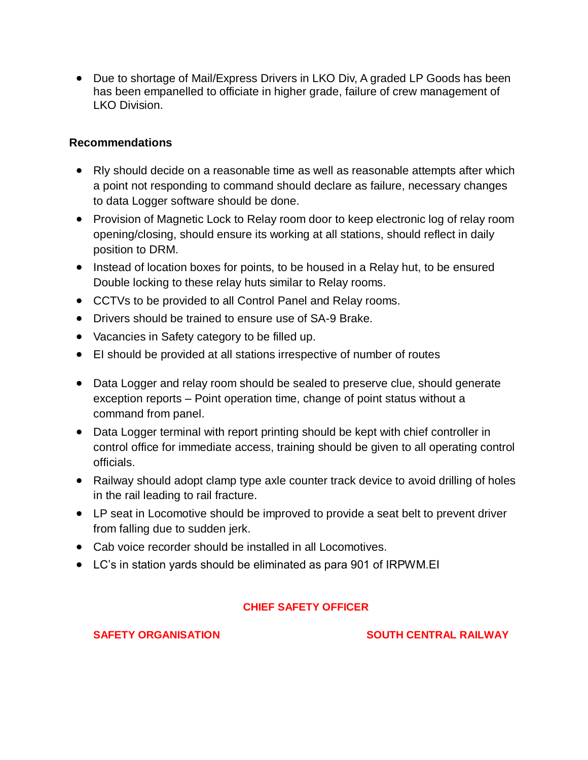- Due to shortage of Mail/Express Drivers in LKO Div, A graded LP Goods has been has been empanelled to officiate in higher grade, failure of crew management of LKO Division.

**Recommendations**

- Rly should decide on a reasonable time as well as reasonable attempts after which a point not responding to command should declare as failure, necessary changes to data Logger software should be done.
- Provision of Magnetic Lock to Relay room door to keep electronic log of relay room opening/closing, should ensure its working at all stations, should reflect in daily position to DRM.
- Instead of location boxes for points, to be housed in a Relay hut, to be ensured Double locking to these relay huts similar to Relay rooms.
- CCTVs to be provided to all Control Panel and Relay rooms.
- Drivers should be trained to ensure use of SA-9 Brake.
- Vacancies in Safety category to be filled up.
- EI should be provided at all stations irrespective of number of routes
- Data Logger and relay room should be sealed to preserve clue, should generate exception reports – Point operation time, change of point status without a command from panel.
- Data Logger terminal with report printing should be kept with chief controller in control office for immediate access, training should be given to all operating control officials.
- Railway should adopt clamp type axle counter track device to avoid drilling of holes in the rail leading to rail fracture.
- LP seat in Locomotive should be improved to provide a seat belt to prevent driver from falling due to sudden jerk.
- Cab voice recorder should be installed in all Locomotives.
- LC's in station yards should be eliminated as para 901 of IRPWM.EI

**CHIEF SAFETY OFFICER**

**SAFETY ORGANISATION** **SOUTH CENTRAL RAILWAY**